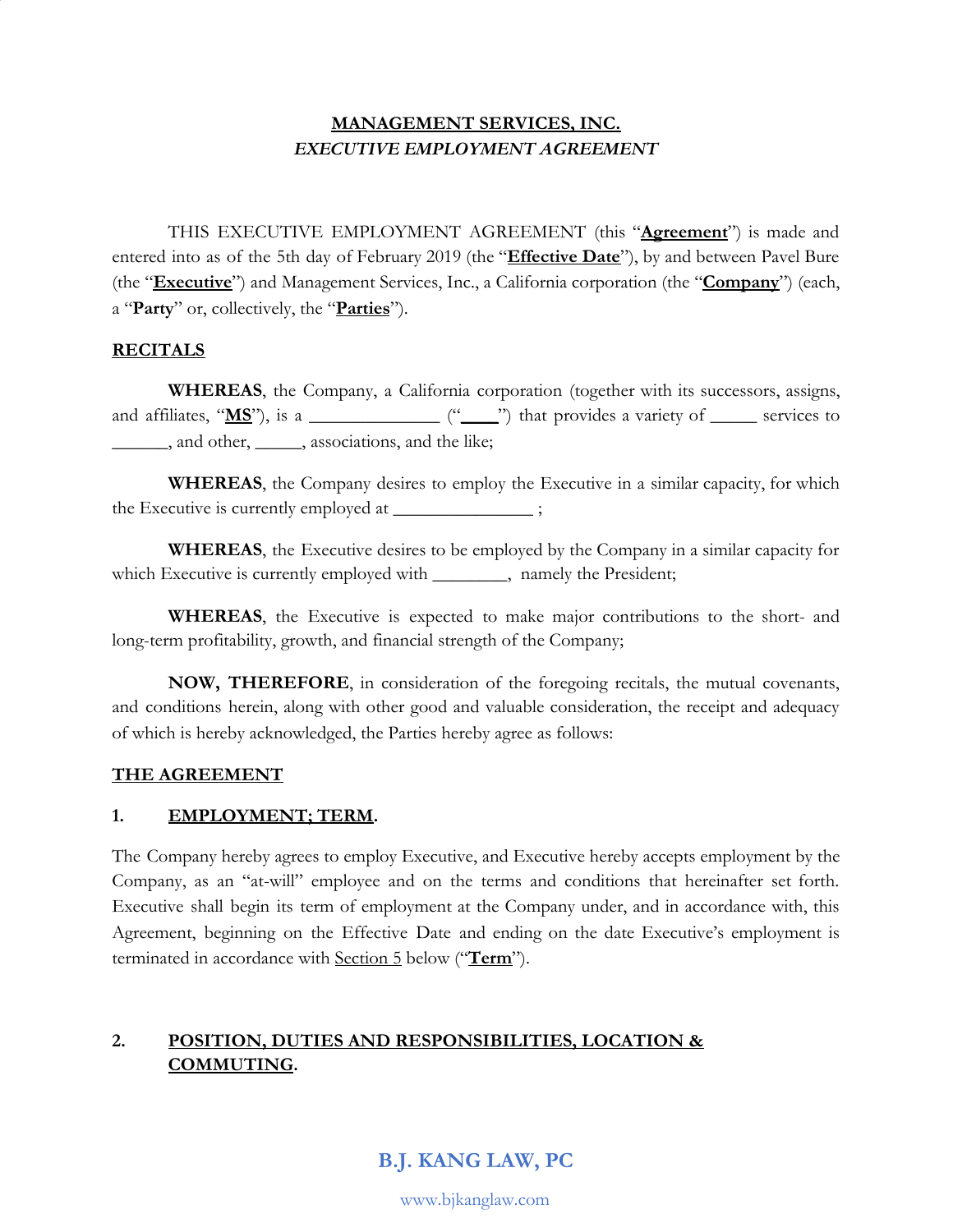**MANAGEMENT SERVICES, INC.**
***EXECUTIVE EMPLOYMENT AGREEMENT***

THIS EXECUTIVE EMPLOYMENT AGREEMENT (this "**Agreement**") is made and entered into as of the 5th day of February 2019 (the "**Effective Date**"), by and between Pavel Bure (the "**Executive**") and Management Services, Inc., a California corporation (the "**Company**") (each, a "**Party**" or, collectively, the "**Parties**").

**RECITALS**

**WHEREAS**, the Company, a California corporation (together with its successors, assigns, and affiliates, "**MS**"), is a ______________ ("____") that provides a variety of _____ services to ______, and other, _____, associations, and the like;

**WHEREAS**, the Company desires to employ the Executive in a similar capacity, for which the Executive is currently employed at _______________ ;

**WHEREAS**, the Executive desires to be employed by the Company in a similar capacity for which Executive is currently employed with ________, namely the President;

**WHEREAS**, the Executive is expected to make major contributions to the short- and long-term profitability, growth, and financial strength of the Company;

**NOW, THEREFORE**, in consideration of the foregoing recitals, the mutual covenants, and conditions herein, along with other good and valuable consideration, the receipt and adequacy of which is hereby acknowledged, the Parties hereby agree as follows:

**THE AGREEMENT**

**1. EMPLOYMENT; TERM.**

The Company hereby agrees to employ Executive, and Executive hereby accepts employment by the Company, as an "at-will" employee and on the terms and conditions that hereinafter set forth. Executive shall begin its term of employment at the Company under, and in accordance with, this Agreement, beginning on the Effective Date and ending on the date Executive's employment is terminated in accordance with Section 5 below ("**Term**").

**2. POSITION, DUTIES AND RESPONSIBILITIES, LOCATION & COMMUTING.**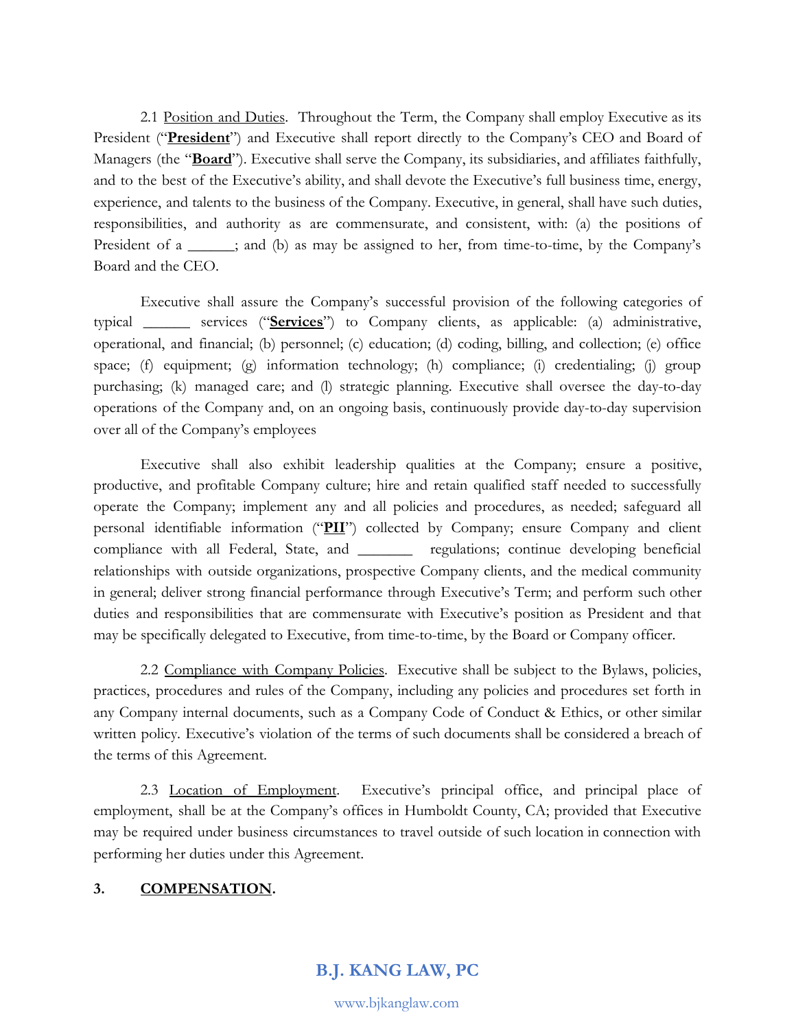2.1 Position and Duties. Throughout the Term, the Company shall employ Executive as its President ("**President**") and Executive shall report directly to the Company's CEO and Board of Managers (the "**Board**"). Executive shall serve the Company, its subsidiaries, and affiliates faithfully, and to the best of the Executive's ability, and shall devote the Executive's full business time, energy, experience, and talents to the business of the Company. Executive, in general, shall have such duties, responsibilities, and authority as are commensurate, and consistent, with: (a) the positions of President of a ______; and (b) as may be assigned to her, from time-to-time, by the Company's Board and the CEO.

Executive shall assure the Company's successful provision of the following categories of typical ______ services ("**Services**") to Company clients, as applicable: (a) administrative, operational, and financial; (b) personnel; (c) education; (d) coding, billing, and collection; (e) office space; (f) equipment; (g) information technology; (h) compliance; (i) credentialing; (j) group purchasing; (k) managed care; and (l) strategic planning. Executive shall oversee the day-to-day operations of the Company and, on an ongoing basis, continuously provide day-to-day supervision over all of the Company's employees

Executive shall also exhibit leadership qualities at the Company; ensure a positive, productive, and profitable Company culture; hire and retain qualified staff needed to successfully operate the Company; implement any and all policies and procedures, as needed; safeguard all personal identifiable information ("**PII**") collected by Company; ensure Company and client compliance with all Federal, State, and _______ regulations; continue developing beneficial relationships with outside organizations, prospective Company clients, and the medical community in general; deliver strong financial performance through Executive's Term; and perform such other duties and responsibilities that are commensurate with Executive's position as President and that may be specifically delegated to Executive, from time-to-time, by the Board or Company officer.

2.2 Compliance with Company Policies. Executive shall be subject to the Bylaws, policies, practices, procedures and rules of the Company, including any policies and procedures set forth in any Company internal documents, such as a Company Code of Conduct & Ethics, or other similar written policy. Executive's violation of the terms of such documents shall be considered a breach of the terms of this Agreement.

2.3 Location of Employment. Executive's principal office, and principal place of employment, shall be at the Company's offices in Humboldt County, CA; provided that Executive may be required under business circumstances to travel outside of such location in connection with performing her duties under this Agreement.

## 3. COMPENSATION.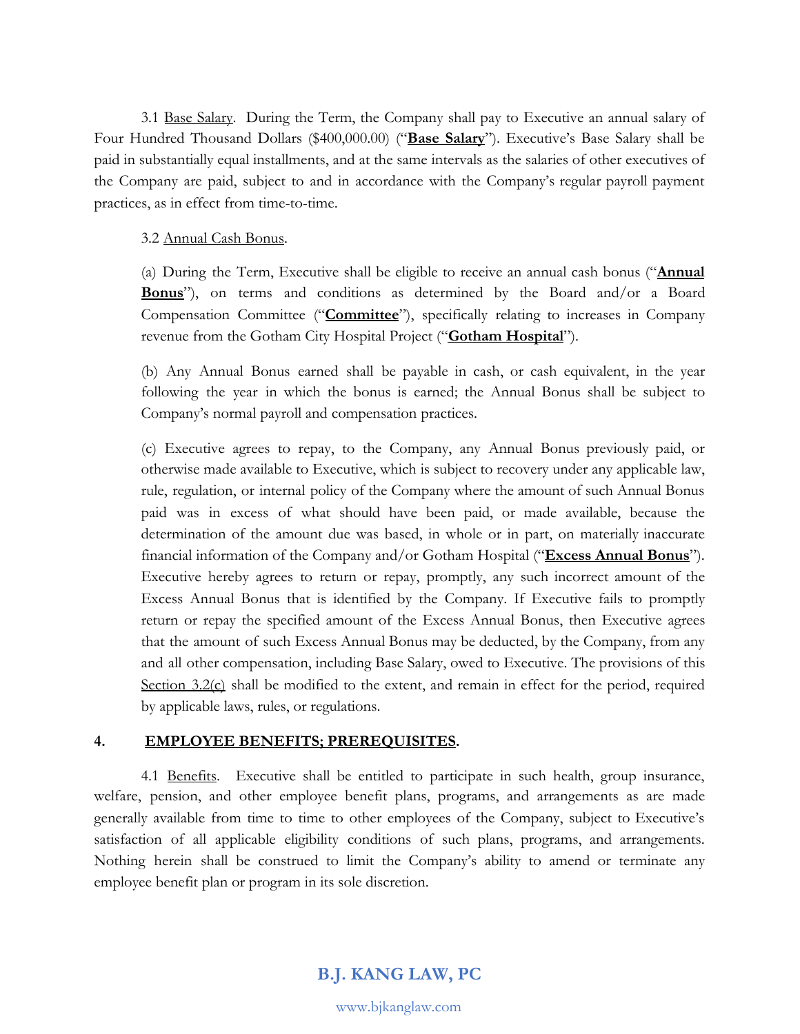3.1 Base Salary. During the Term, the Company shall pay to Executive an annual salary of Four Hundred Thousand Dollars ($400,000.00) ("**Base Salary**"). Executive's Base Salary shall be paid in substantially equal installments, and at the same intervals as the salaries of other executives of the Company are paid, subject to and in accordance with the Company's regular payroll payment practices, as in effect from time-to-time.

3.2 Annual Cash Bonus.

(a) During the Term, Executive shall be eligible to receive an annual cash bonus ("**Annual Bonus**"), on terms and conditions as determined by the Board and/or a Board Compensation Committee ("**Committee**"), specifically relating to increases in Company revenue from the Gotham City Hospital Project ("**Gotham Hospital**").

(b) Any Annual Bonus earned shall be payable in cash, or cash equivalent, in the year following the year in which the bonus is earned; the Annual Bonus shall be subject to Company's normal payroll and compensation practices.

(c) Executive agrees to repay, to the Company, any Annual Bonus previously paid, or otherwise made available to Executive, which is subject to recovery under any applicable law, rule, regulation, or internal policy of the Company where the amount of such Annual Bonus paid was in excess of what should have been paid, or made available, because the determination of the amount due was based, in whole or in part, on materially inaccurate financial information of the Company and/or Gotham Hospital ("**Excess Annual Bonus**"). Executive hereby agrees to return or repay, promptly, any such incorrect amount of the Excess Annual Bonus that is identified by the Company. If Executive fails to promptly return or repay the specified amount of the Excess Annual Bonus, then Executive agrees that the amount of such Excess Annual Bonus may be deducted, by the Company, from any and all other compensation, including Base Salary, owed to Executive. The provisions of this Section 3.2(c) shall be modified to the extent, and remain in effect for the period, required by applicable laws, rules, or regulations.

## 4. EMPLOYEE BENEFITS; PREREQUISITES.

4.1 Benefits. Executive shall be entitled to participate in such health, group insurance, welfare, pension, and other employee benefit plans, programs, and arrangements as are made generally available from time to time to other employees of the Company, subject to Executive's satisfaction of all applicable eligibility conditions of such plans, programs, and arrangements. Nothing herein shall be construed to limit the Company's ability to amend or terminate any employee benefit plan or program in its sole discretion.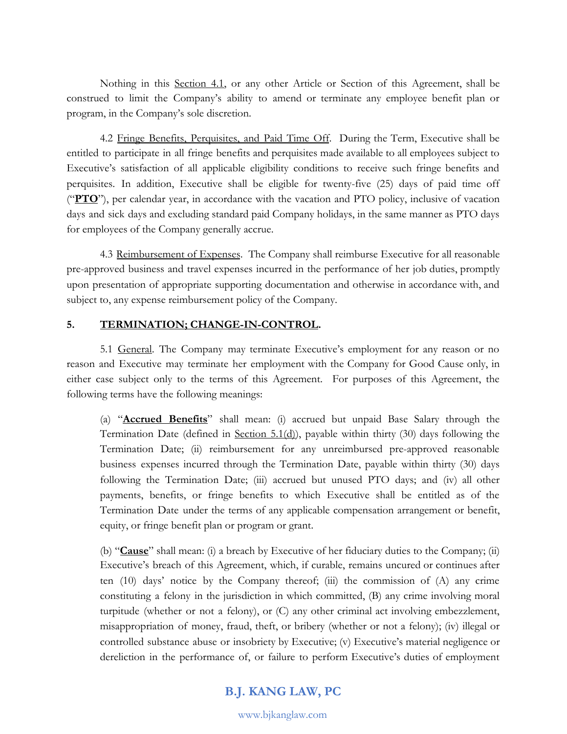Nothing in this Section 4.1, or any other Article or Section of this Agreement, shall be construed to limit the Company's ability to amend or terminate any employee benefit plan or program, in the Company's sole discretion.

4.2 Fringe Benefits, Perquisites, and Paid Time Off. During the Term, Executive shall be entitled to participate in all fringe benefits and perquisites made available to all employees subject to Executive's satisfaction of all applicable eligibility conditions to receive such fringe benefits and perquisites. In addition, Executive shall be eligible for twenty-five (25) days of paid time off ("**PTO**"), per calendar year, in accordance with the vacation and PTO policy, inclusive of vacation days and sick days and excluding standard paid Company holidays, in the same manner as PTO days for employees of the Company generally accrue.

4.3 Reimbursement of Expenses. The Company shall reimburse Executive for all reasonable pre-approved business and travel expenses incurred in the performance of her job duties, promptly upon presentation of appropriate supporting documentation and otherwise in accordance with, and subject to, any expense reimbursement policy of the Company.

## 5. TERMINATION; CHANGE-IN-CONTROL.

5.1 General. The Company may terminate Executive's employment for any reason or no reason and Executive may terminate her employment with the Company for Good Cause only, in either case subject only to the terms of this Agreement. For purposes of this Agreement, the following terms have the following meanings:

(a) "**Accrued Benefits**" shall mean: (i) accrued but unpaid Base Salary through the Termination Date (defined in Section 5.1(d)), payable within thirty (30) days following the Termination Date; (ii) reimbursement for any unreimbursed pre-approved reasonable business expenses incurred through the Termination Date, payable within thirty (30) days following the Termination Date; (iii) accrued but unused PTO days; and (iv) all other payments, benefits, or fringe benefits to which Executive shall be entitled as of the Termination Date under the terms of any applicable compensation arrangement or benefit, equity, or fringe benefit plan or program or grant.

(b) "**Cause**" shall mean: (i) a breach by Executive of her fiduciary duties to the Company; (ii) Executive's breach of this Agreement, which, if curable, remains uncured or continues after ten (10) days' notice by the Company thereof; (iii) the commission of (A) any crime constituting a felony in the jurisdiction in which committed, (B) any crime involving moral turpitude (whether or not a felony), or (C) any other criminal act involving embezzlement, misappropriation of money, fraud, theft, or bribery (whether or not a felony); (iv) illegal or controlled substance abuse or insobriety by Executive; (v) Executive's material negligence or dereliction in the performance of, or failure to perform Executive's duties of employment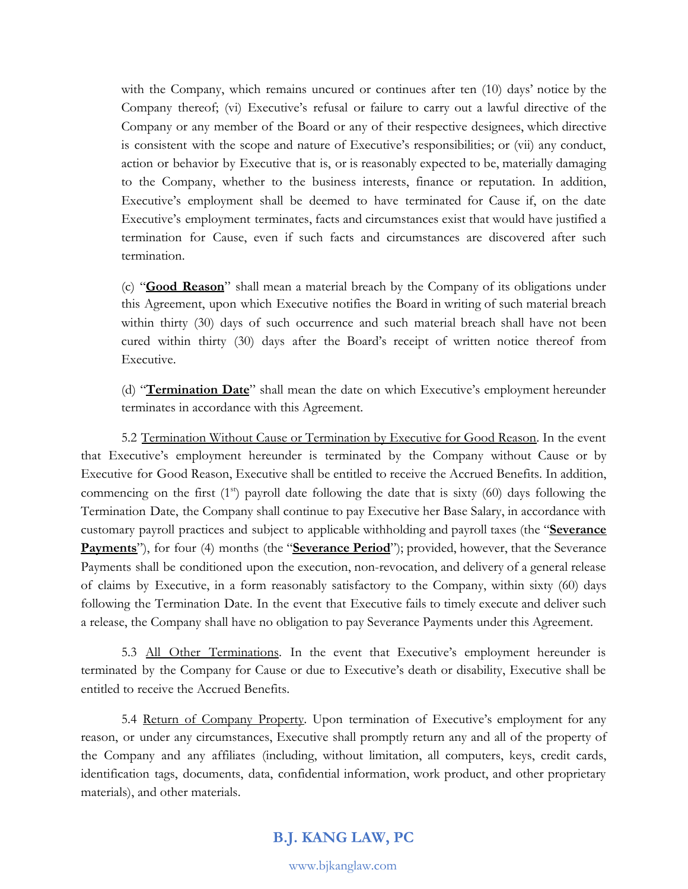with the Company, which remains uncured or continues after ten (10) days' notice by the Company thereof; (vi) Executive's refusal or failure to carry out a lawful directive of the Company or any member of the Board or any of their respective designees, which directive is consistent with the scope and nature of Executive's responsibilities; or (vii) any conduct, action or behavior by Executive that is, or is reasonably expected to be, materially damaging to the Company, whether to the business interests, finance or reputation. In addition, Executive's employment shall be deemed to have terminated for Cause if, on the date Executive's employment terminates, facts and circumstances exist that would have justified a termination for Cause, even if such facts and circumstances are discovered after such termination.

(c) "**Good Reason**" shall mean a material breach by the Company of its obligations under this Agreement, upon which Executive notifies the Board in writing of such material breach within thirty (30) days of such occurrence and such material breach shall have not been cured within thirty (30) days after the Board's receipt of written notice thereof from Executive.

(d) "**Termination Date**" shall mean the date on which Executive's employment hereunder terminates in accordance with this Agreement.

5.2 Termination Without Cause or Termination by Executive for Good Reason. In the event that Executive's employment hereunder is terminated by the Company without Cause or by Executive for Good Reason, Executive shall be entitled to receive the Accrued Benefits. In addition, commencing on the first (1st) payroll date following the date that is sixty (60) days following the Termination Date, the Company shall continue to pay Executive her Base Salary, in accordance with customary payroll practices and subject to applicable withholding and payroll taxes (the "**Severance Payments**"), for four (4) months (the "**Severance Period**"); provided, however, that the Severance Payments shall be conditioned upon the execution, non-revocation, and delivery of a general release of claims by Executive, in a form reasonably satisfactory to the Company, within sixty (60) days following the Termination Date. In the event that Executive fails to timely execute and deliver such a release, the Company shall have no obligation to pay Severance Payments under this Agreement.

5.3 All Other Terminations. In the event that Executive's employment hereunder is terminated by the Company for Cause or due to Executive's death or disability, Executive shall be entitled to receive the Accrued Benefits.

5.4 Return of Company Property. Upon termination of Executive's employment for any reason, or under any circumstances, Executive shall promptly return any and all of the property of the Company and any affiliates (including, without limitation, all computers, keys, credit cards, identification tags, documents, data, confidential information, work product, and other proprietary materials), and other materials.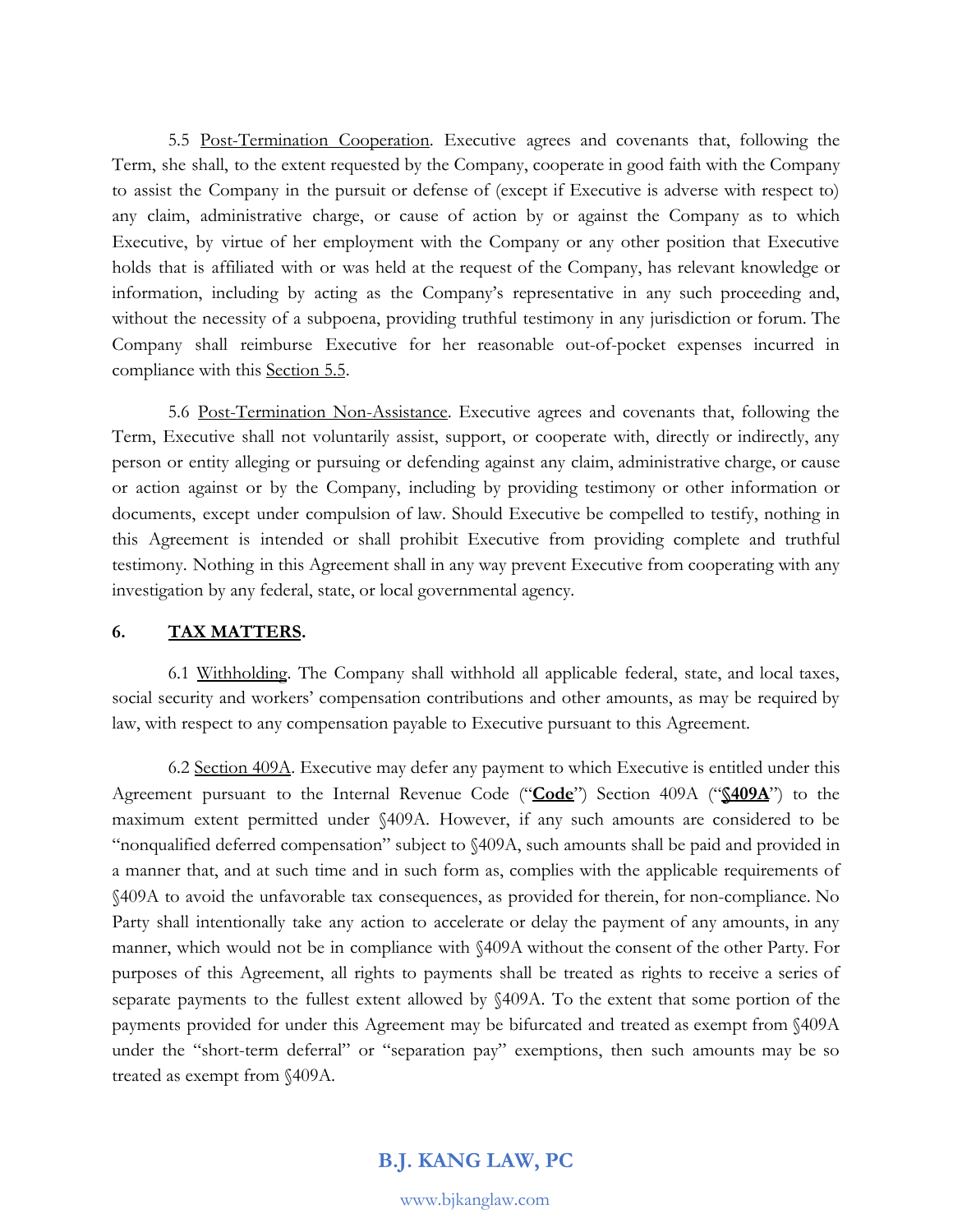5.5 Post-Termination Cooperation. Executive agrees and covenants that, following the Term, she shall, to the extent requested by the Company, cooperate in good faith with the Company to assist the Company in the pursuit or defense of (except if Executive is adverse with respect to) any claim, administrative charge, or cause of action by or against the Company as to which Executive, by virtue of her employment with the Company or any other position that Executive holds that is affiliated with or was held at the request of the Company, has relevant knowledge or information, including by acting as the Company's representative in any such proceeding and, without the necessity of a subpoena, providing truthful testimony in any jurisdiction or forum. The Company shall reimburse Executive for her reasonable out-of-pocket expenses incurred in compliance with this Section 5.5.

5.6 Post-Termination Non-Assistance. Executive agrees and covenants that, following the Term, Executive shall not voluntarily assist, support, or cooperate with, directly or indirectly, any person or entity alleging or pursuing or defending against any claim, administrative charge, or cause or action against or by the Company, including by providing testimony or other information or documents, except under compulsion of law. Should Executive be compelled to testify, nothing in this Agreement is intended or shall prohibit Executive from providing complete and truthful testimony. Nothing in this Agreement shall in any way prevent Executive from cooperating with any investigation by any federal, state, or local governmental agency.

## 6. TAX MATTERS.

6.1 Withholding. The Company shall withhold all applicable federal, state, and local taxes, social security and workers' compensation contributions and other amounts, as may be required by law, with respect to any compensation payable to Executive pursuant to this Agreement.

6.2 Section 409A. Executive may defer any payment to which Executive is entitled under this Agreement pursuant to the Internal Revenue Code ("**Code**") Section 409A ("**§409A**") to the maximum extent permitted under §409A. However, if any such amounts are considered to be "nonqualified deferred compensation" subject to §409A, such amounts shall be paid and provided in a manner that, and at such time and in such form as, complies with the applicable requirements of §409A to avoid the unfavorable tax consequences, as provided for therein, for non-compliance. No Party shall intentionally take any action to accelerate or delay the payment of any amounts, in any manner, which would not be in compliance with §409A without the consent of the other Party. For purposes of this Agreement, all rights to payments shall be treated as rights to receive a series of separate payments to the fullest extent allowed by §409A. To the extent that some portion of the payments provided for under this Agreement may be bifurcated and treated as exempt from §409A under the "short-term deferral" or "separation pay" exemptions, then such amounts may be so treated as exempt from §409A.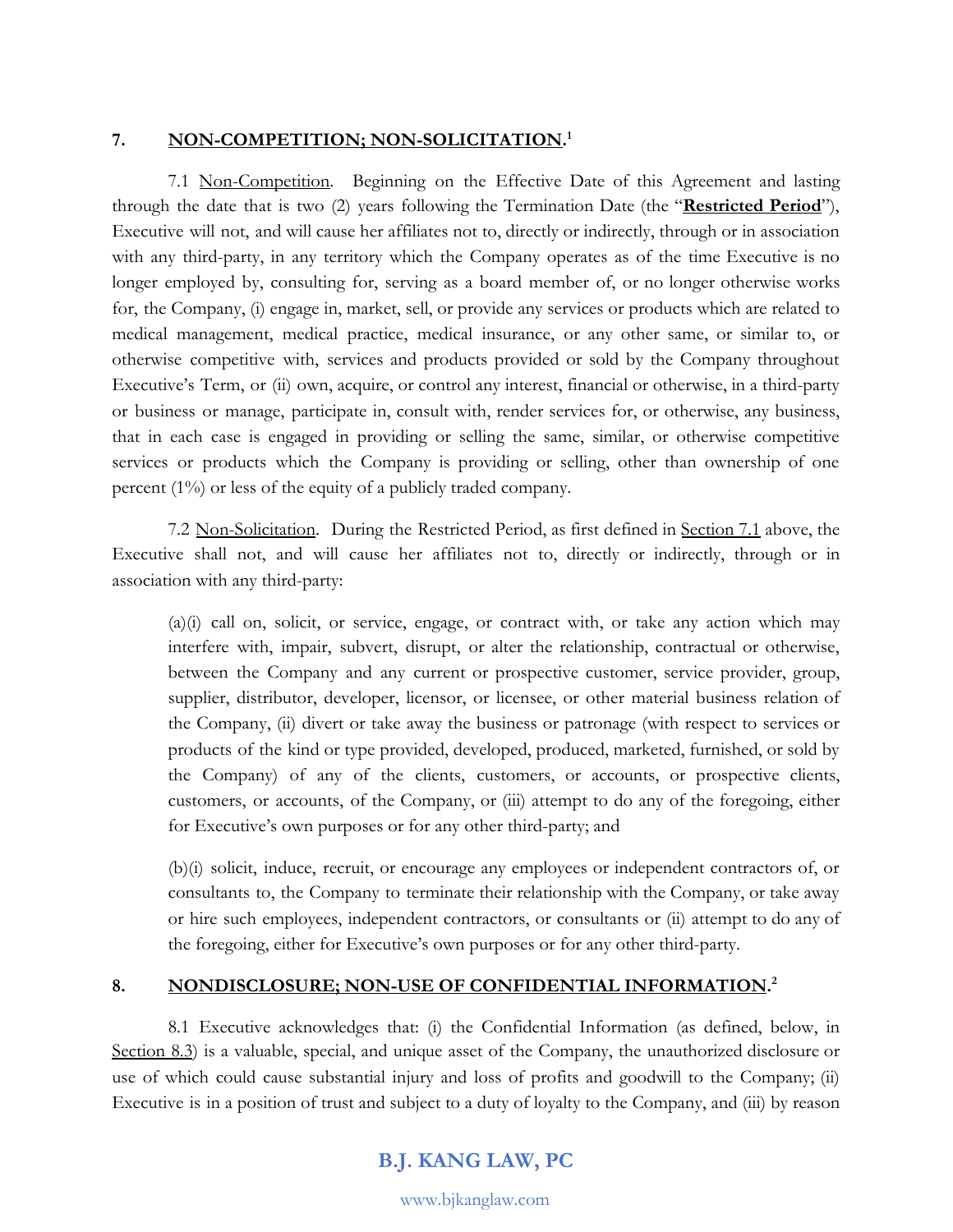## 7. NON-COMPETITION; NON-SOLICITATION.[1]

7.1 Non-Competition. Beginning on the Effective Date of this Agreement and lasting through the date that is two (2) years following the Termination Date (the "**Restricted Period**"), Executive will not, and will cause her affiliates not to, directly or indirectly, through or in association with any third-party, in any territory which the Company operates as of the time Executive is no longer employed by, consulting for, serving as a board member of, or no longer otherwise works for, the Company, (i) engage in, market, sell, or provide any services or products which are related to medical management, medical practice, medical insurance, or any other same, or similar to, or otherwise competitive with, services and products provided or sold by the Company throughout Executive's Term, or (ii) own, acquire, or control any interest, financial or otherwise, in a third-party or business or manage, participate in, consult with, render services for, or otherwise, any business, that in each case is engaged in providing or selling the same, similar, or otherwise competitive services or products which the Company is providing or selling, other than ownership of one percent (1%) or less of the equity of a publicly traded company.

7.2 Non-Solicitation. During the Restricted Period, as first defined in Section 7.1 above, the Executive shall not, and will cause her affiliates not to, directly or indirectly, through or in association with any third-party:

> (a)(i) call on, solicit, or service, engage, or contract with, or take any action which may interfere with, impair, subvert, disrupt, or alter the relationship, contractual or otherwise, between the Company and any current or prospective customer, service provider, group, supplier, distributor, developer, licensor, or licensee, or other material business relation of the Company, (ii) divert or take away the business or patronage (with respect to services or products of the kind or type provided, developed, produced, marketed, furnished, or sold by the Company) of any of the clients, customers, or accounts, or prospective clients, customers, or accounts, of the Company, or (iii) attempt to do any of the foregoing, either for Executive's own purposes or for any other third-party; and
>
> (b)(i) solicit, induce, recruit, or encourage any employees or independent contractors of, or consultants to, the Company to terminate their relationship with the Company, or take away or hire such employees, independent contractors, or consultants or (ii) attempt to do any of the foregoing, either for Executive's own purposes or for any other third-party.

## 8. NONDISCLOSURE; NON-USE OF CONFIDENTIAL INFORMATION.[2]

8.1 Executive acknowledges that: (i) the Confidential Information (as defined, below, in Section 8.3) is a valuable, special, and unique asset of the Company, the unauthorized disclosure or use of which could cause substantial injury and loss of profits and goodwill to the Company; (ii) Executive is in a position of trust and subject to a duty of loyalty to the Company, and (iii) by reason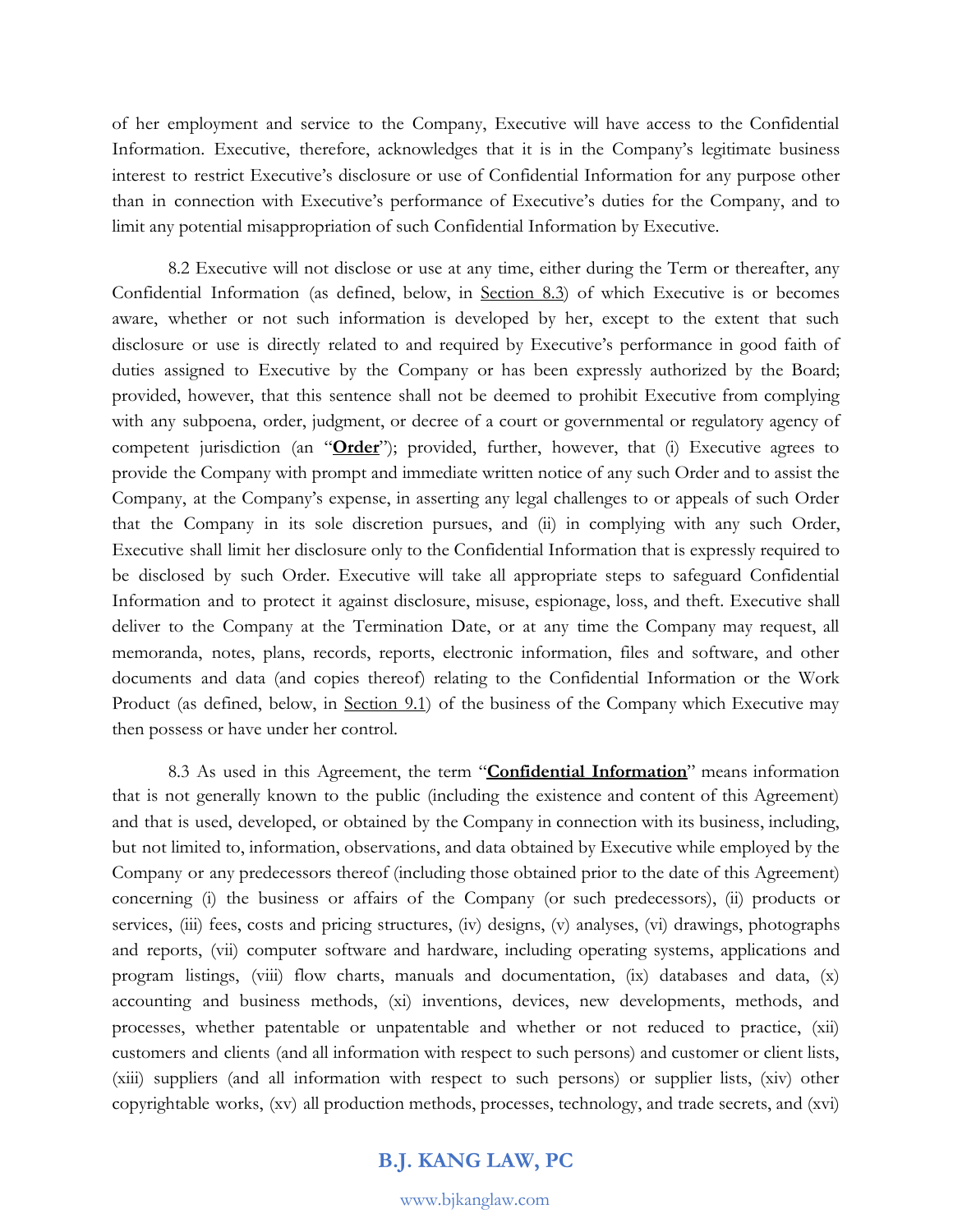of her employment and service to the Company, Executive will have access to the Confidential Information. Executive, therefore, acknowledges that it is in the Company's legitimate business interest to restrict Executive's disclosure or use of Confidential Information for any purpose other than in connection with Executive's performance of Executive's duties for the Company, and to limit any potential misappropriation of such Confidential Information by Executive.

8.2 Executive will not disclose or use at any time, either during the Term or thereafter, any Confidential Information (as defined, below, in Section 8.3) of which Executive is or becomes aware, whether or not such information is developed by her, except to the extent that such disclosure or use is directly related to and required by Executive's performance in good faith of duties assigned to Executive by the Company or has been expressly authorized by the Board; provided, however, that this sentence shall not be deemed to prohibit Executive from complying with any subpoena, order, judgment, or decree of a court or governmental or regulatory agency of competent jurisdiction (an "**Order**"); provided, further, however, that (i) Executive agrees to provide the Company with prompt and immediate written notice of any such Order and to assist the Company, at the Company's expense, in asserting any legal challenges to or appeals of such Order that the Company in its sole discretion pursues, and (ii) in complying with any such Order, Executive shall limit her disclosure only to the Confidential Information that is expressly required to be disclosed by such Order. Executive will take all appropriate steps to safeguard Confidential Information and to protect it against disclosure, misuse, espionage, loss, and theft. Executive shall deliver to the Company at the Termination Date, or at any time the Company may request, all memoranda, notes, plans, records, reports, electronic information, files and software, and other documents and data (and copies thereof) relating to the Confidential Information or the Work Product (as defined, below, in Section 9.1) of the business of the Company which Executive may then possess or have under her control.

8.3 As used in this Agreement, the term "**Confidential Information**" means information that is not generally known to the public (including the existence and content of this Agreement) and that is used, developed, or obtained by the Company in connection with its business, including, but not limited to, information, observations, and data obtained by Executive while employed by the Company or any predecessors thereof (including those obtained prior to the date of this Agreement) concerning (i) the business or affairs of the Company (or such predecessors), (ii) products or services, (iii) fees, costs and pricing structures, (iv) designs, (v) analyses, (vi) drawings, photographs and reports, (vii) computer software and hardware, including operating systems, applications and program listings, (viii) flow charts, manuals and documentation, (ix) databases and data, (x) accounting and business methods, (xi) inventions, devices, new developments, methods, and processes, whether patentable or unpatentable and whether or not reduced to practice, (xii) customers and clients (and all information with respect to such persons) and customer or client lists, (xiii) suppliers (and all information with respect to such persons) or supplier lists, (xiv) other copyrightable works, (xv) all production methods, processes, technology, and trade secrets, and (xvi)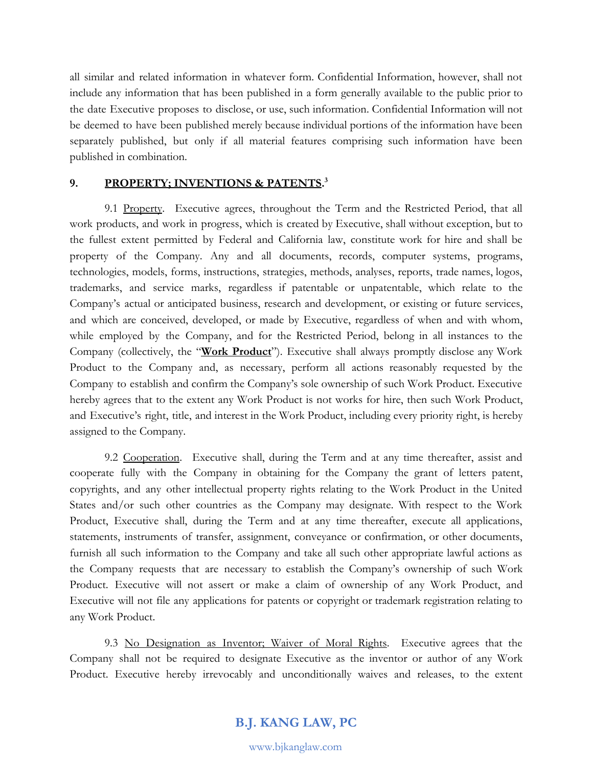all similar and related information in whatever form. Confidential Information, however, shall not include any information that has been published in a form generally available to the public prior to the date Executive proposes to disclose, or use, such information. Confidential Information will not be deemed to have been published merely because individual portions of the information have been separately published, but only if all material features comprising such information have been published in combination.

## 9. PROPERTY; INVENTIONS & PATENTS.[3]

9.1 Property. Executive agrees, throughout the Term and the Restricted Period, that all work products, and work in progress, which is created by Executive, shall without exception, but to the fullest extent permitted by Federal and California law, constitute work for hire and shall be property of the Company. Any and all documents, records, computer systems, programs, technologies, models, forms, instructions, strategies, methods, analyses, reports, trade names, logos, trademarks, and service marks, regardless if patentable or unpatentable, which relate to the Company's actual or anticipated business, research and development, or existing or future services, and which are conceived, developed, or made by Executive, regardless of when and with whom, while employed by the Company, and for the Restricted Period, belong in all instances to the Company (collectively, the "**Work Product**"). Executive shall always promptly disclose any Work Product to the Company and, as necessary, perform all actions reasonably requested by the Company to establish and confirm the Company's sole ownership of such Work Product. Executive hereby agrees that to the extent any Work Product is not works for hire, then such Work Product, and Executive's right, title, and interest in the Work Product, including every priority right, is hereby assigned to the Company.

9.2 Cooperation. Executive shall, during the Term and at any time thereafter, assist and cooperate fully with the Company in obtaining for the Company the grant of letters patent, copyrights, and any other intellectual property rights relating to the Work Product in the United States and/or such other countries as the Company may designate. With respect to the Work Product, Executive shall, during the Term and at any time thereafter, execute all applications, statements, instruments of transfer, assignment, conveyance or confirmation, or other documents, furnish all such information to the Company and take all such other appropriate lawful actions as the Company requests that are necessary to establish the Company's ownership of such Work Product. Executive will not assert or make a claim of ownership of any Work Product, and Executive will not file any applications for patents or copyright or trademark registration relating to any Work Product.

9.3 No Designation as Inventor; Waiver of Moral Rights. Executive agrees that the Company shall not be required to designate Executive as the inventor or author of any Work Product. Executive hereby irrevocably and unconditionally waives and releases, to the extent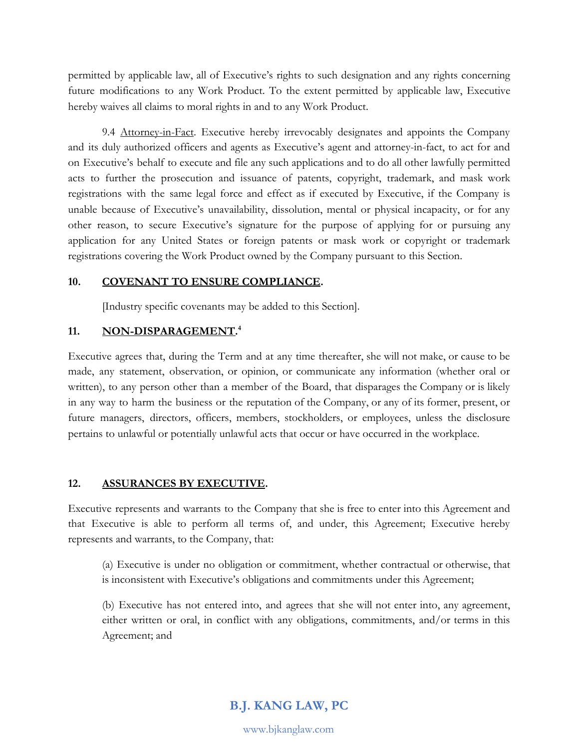permitted by applicable law, all of Executive's rights to such designation and any rights concerning future modifications to any Work Product. To the extent permitted by applicable law, Executive hereby waives all claims to moral rights in and to any Work Product.

9.4 Attorney-in-Fact. Executive hereby irrevocably designates and appoints the Company and its duly authorized officers and agents as Executive's agent and attorney-in-fact, to act for and on Executive's behalf to execute and file any such applications and to do all other lawfully permitted acts to further the prosecution and issuance of patents, copyright, trademark, and mask work registrations with the same legal force and effect as if executed by Executive, if the Company is unable because of Executive's unavailability, dissolution, mental or physical incapacity, or for any other reason, to secure Executive's signature for the purpose of applying for or pursuing any application for any United States or foreign patents or mask work or copyright or trademark registrations covering the Work Product owned by the Company pursuant to this Section.

**10. COVENANT TO ENSURE COMPLIANCE.**

[Industry specific covenants may be added to this Section].

**11. NON-DISPARAGEMENT.[4]**

Executive agrees that, during the Term and at any time thereafter, she will not make, or cause to be made, any statement, observation, or opinion, or communicate any information (whether oral or written), to any person other than a member of the Board, that disparages the Company or is likely in any way to harm the business or the reputation of the Company, or any of its former, present, or future managers, directors, officers, members, stockholders, or employees, unless the disclosure pertains to unlawful or potentially unlawful acts that occur or have occurred in the workplace.

**12. ASSURANCES BY EXECUTIVE.**

Executive represents and warrants to the Company that she is free to enter into this Agreement and that Executive is able to perform all terms of, and under, this Agreement; Executive hereby represents and warrants, to the Company, that:

(a) Executive is under no obligation or commitment, whether contractual or otherwise, that is inconsistent with Executive's obligations and commitments under this Agreement;

(b) Executive has not entered into, and agrees that she will not enter into, any agreement, either written or oral, in conflict with any obligations, commitments, and/or terms in this Agreement; and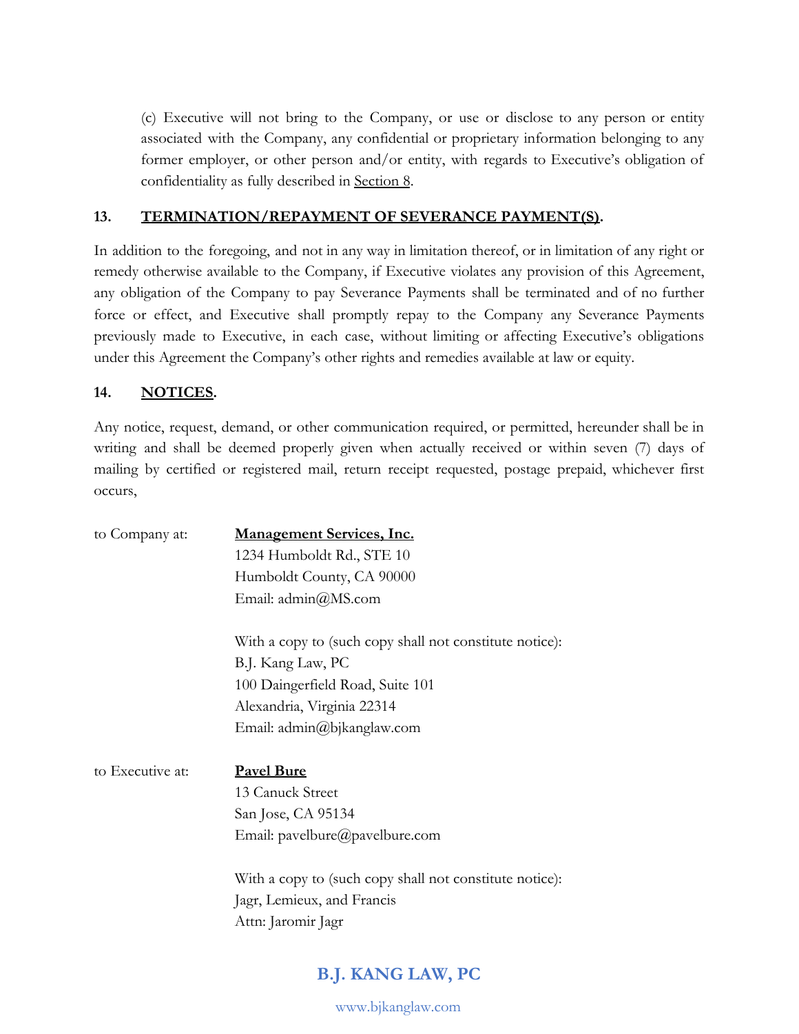(c) Executive will not bring to the Company, or use or disclose to any person or entity associated with the Company, any confidential or proprietary information belonging to any former employer, or other person and/or entity, with regards to Executive's obligation of confidentiality as fully described in <u>Section 8</u>.

## 13. <u>TERMINATION/REPAYMENT OF SEVERANCE PAYMENT(S)</u>.

In addition to the foregoing, and not in any way in limitation thereof, or in limitation of any right or remedy otherwise available to the Company, if Executive violates any provision of this Agreement, any obligation of the Company to pay Severance Payments shall be terminated and of no further force or effect, and Executive shall promptly repay to the Company any Severance Payments previously made to Executive, in each case, without limiting or affecting Executive's obligations under this Agreement the Company's other rights and remedies available at law or equity.

## 14. <u>NOTICES</u>.

Any notice, request, demand, or other communication required, or permitted, hereunder shall be in writing and shall be deemed properly given when actually received or within seven (7) days of mailing by certified or registered mail, return receipt requested, postage prepaid, whichever first occurs,

to Company at:

**<u>Management Services, Inc.</u>**
1234 Humboldt Rd., STE 10
Humboldt County, CA 90000
Email: admin@MS.com

With a copy to (such copy shall not constitute notice):
B.J. Kang Law, PC
100 Daingerfield Road, Suite 101
Alexandria, Virginia 22314
Email: admin@bjkanglaw.com

to Executive at:

**<u>Pavel Bure</u>**
13 Canuck Street
San Jose, CA 95134
Email: pavelbure@pavelbure.com

With a copy to (such copy shall not constitute notice):
Jagr, Lemieux, and Francis
Attn: Jaromir Jagr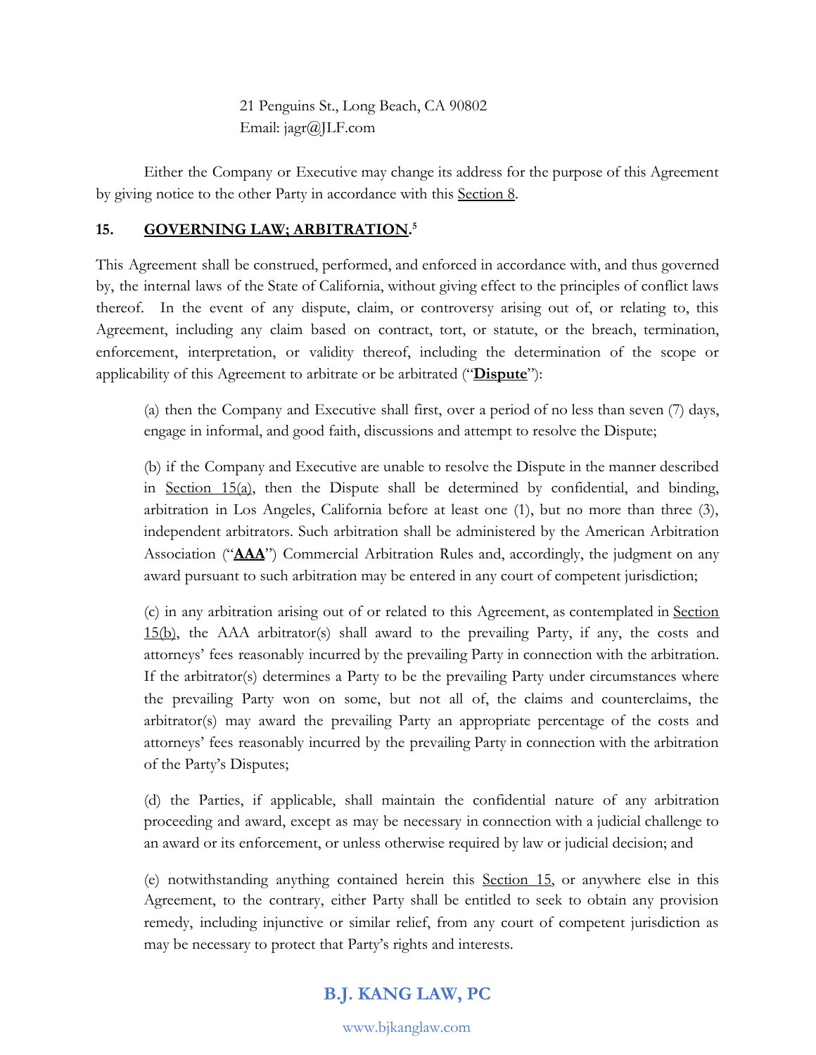21 Penguins St., Long Beach, CA 90802
Email: jagr@JLF.com

Either the Company or Executive may change its address for the purpose of this Agreement by giving notice to the other Party in accordance with this Section 8.

## 15. GOVERNING LAW; ARBITRATION.[5]

This Agreement shall be construed, performed, and enforced in accordance with, and thus governed by, the internal laws of the State of California, without giving effect to the principles of conflict laws thereof. In the event of any dispute, claim, or controversy arising out of, or relating to, this Agreement, including any claim based on contract, tort, or statute, or the breach, termination, enforcement, interpretation, or validity thereof, including the determination of the scope or applicability of this Agreement to arbitrate or be arbitrated ("**Dispute**"):

(a) then the Company and Executive shall first, over a period of no less than seven (7) days, engage in informal, and good faith, discussions and attempt to resolve the Dispute;

(b) if the Company and Executive are unable to resolve the Dispute in the manner described in Section 15(a), then the Dispute shall be determined by confidential, and binding, arbitration in Los Angeles, California before at least one (1), but no more than three (3), independent arbitrators. Such arbitration shall be administered by the American Arbitration Association ("**AAA**") Commercial Arbitration Rules and, accordingly, the judgment on any award pursuant to such arbitration may be entered in any court of competent jurisdiction;

(c) in any arbitration arising out of or related to this Agreement, as contemplated in Section 15(b), the AAA arbitrator(s) shall award to the prevailing Party, if any, the costs and attorneys' fees reasonably incurred by the prevailing Party in connection with the arbitration. If the arbitrator(s) determines a Party to be the prevailing Party under circumstances where the prevailing Party won on some, but not all of, the claims and counterclaims, the arbitrator(s) may award the prevailing Party an appropriate percentage of the costs and attorneys' fees reasonably incurred by the prevailing Party in connection with the arbitration of the Party's Disputes;

(d) the Parties, if applicable, shall maintain the confidential nature of any arbitration proceeding and award, except as may be necessary in connection with a judicial challenge to an award or its enforcement, or unless otherwise required by law or judicial decision; and

(e) notwithstanding anything contained herein this Section 15, or anywhere else in this Agreement, to the contrary, either Party shall be entitled to seek to obtain any provision remedy, including injunctive or similar relief, from any court of competent jurisdiction as may be necessary to protect that Party's rights and interests.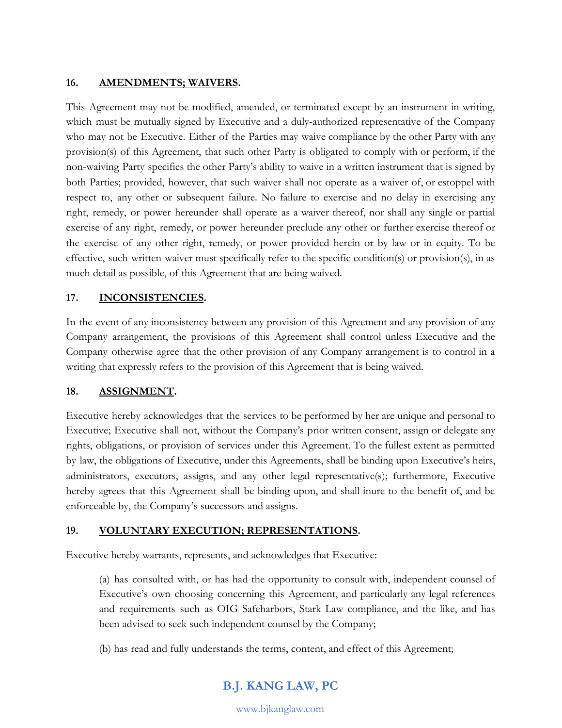## 16. **AMENDMENTS; WAIVERS.**

This Agreement may not be modified, amended, or terminated except by an instrument in writing, which must be mutually signed by Executive and a duly-authorized representative of the Company who may not be Executive. Either of the Parties may waive compliance by the other Party with any provision(s) of this Agreement, that such other Party is obligated to comply with or perform, if the non-waiving Party specifies the other Party's ability to waive in a written instrument that is signed by both Parties; provided, however, that such waiver shall not operate as a waiver of, or estoppel with respect to, any other or subsequent failure. No failure to exercise and no delay in exercising any right, remedy, or power hereunder shall operate as a waiver thereof, nor shall any single or partial exercise of any right, remedy, or power hereunder preclude any other or further exercise thereof or the exercise of any other right, remedy, or power provided herein or by law or in equity. To be effective, such written waiver must specifically refer to the specific condition(s) or provision(s), in as much detail as possible, of this Agreement that are being waived.

## 17. **INCONSISTENCIES.**

In the event of any inconsistency between any provision of this Agreement and any provision of any Company arrangement, the provisions of this Agreement shall control unless Executive and the Company otherwise agree that the other provision of any Company arrangement is to control in a writing that expressly refers to the provision of this Agreement that is being waived.

## 18. **ASSIGNMENT.**

Executive hereby acknowledges that the services to be performed by her are unique and personal to Executive; Executive shall not, without the Company's prior written consent, assign or delegate any rights, obligations, or provision of services under this Agreement. To the fullest extent as permitted by law, the obligations of Executive, under this Agreements, shall be binding upon Executive's heirs, administrators, executors, assigns, and any other legal representative(s); furthermore, Executive hereby agrees that this Agreement shall be binding upon, and shall inure to the benefit of, and be enforceable by, the Company's successors and assigns.

## 19. **VOLUNTARY EXECUTION; REPRESENTATIONS.**

Executive hereby warrants, represents, and acknowledges that Executive:

(a) has consulted with, or has had the opportunity to consult with, independent counsel of Executive's own choosing concerning this Agreement, and particularly any legal references and requirements such as OIG Safeharbors, Stark Law compliance, and the like, and has been advised to seek such independent counsel by the Company;

(b) has read and fully understands the terms, content, and effect of this Agreement;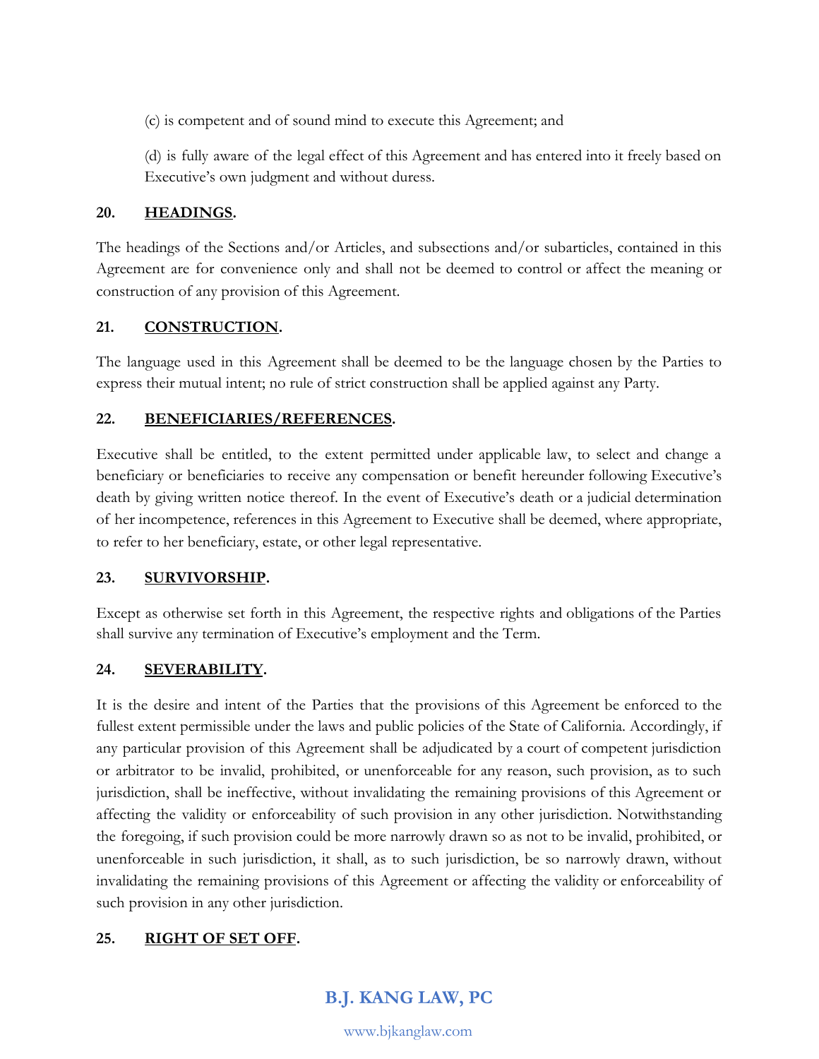(c) is competent and of sound mind to execute this Agreement; and

(d) is fully aware of the legal effect of this Agreement and has entered into it freely based on Executive's own judgment and without duress.

**20. HEADINGS.**

The headings of the Sections and/or Articles, and subsections and/or subarticles, contained in this Agreement are for convenience only and shall not be deemed to control or affect the meaning or construction of any provision of this Agreement.

**21. CONSTRUCTION.**

The language used in this Agreement shall be deemed to be the language chosen by the Parties to express their mutual intent; no rule of strict construction shall be applied against any Party.

**22. BENEFICIARIES/REFERENCES.**

Executive shall be entitled, to the extent permitted under applicable law, to select and change a beneficiary or beneficiaries to receive any compensation or benefit hereunder following Executive's death by giving written notice thereof. In the event of Executive's death or a judicial determination of her incompetence, references in this Agreement to Executive shall be deemed, where appropriate, to refer to her beneficiary, estate, or other legal representative.

**23. SURVIVORSHIP.**

Except as otherwise set forth in this Agreement, the respective rights and obligations of the Parties shall survive any termination of Executive's employment and the Term.

**24. SEVERABILITY.**

It is the desire and intent of the Parties that the provisions of this Agreement be enforced to the fullest extent permissible under the laws and public policies of the State of California. Accordingly, if any particular provision of this Agreement shall be adjudicated by a court of competent jurisdiction or arbitrator to be invalid, prohibited, or unenforceable for any reason, such provision, as to such jurisdiction, shall be ineffective, without invalidating the remaining provisions of this Agreement or affecting the validity or enforceability of such provision in any other jurisdiction. Notwithstanding the foregoing, if such provision could be more narrowly drawn so as not to be invalid, prohibited, or unenforceable in such jurisdiction, it shall, as to such jurisdiction, be so narrowly drawn, without invalidating the remaining provisions of this Agreement or affecting the validity or enforceability of such provision in any other jurisdiction.

**25. RIGHT OF SET OFF.**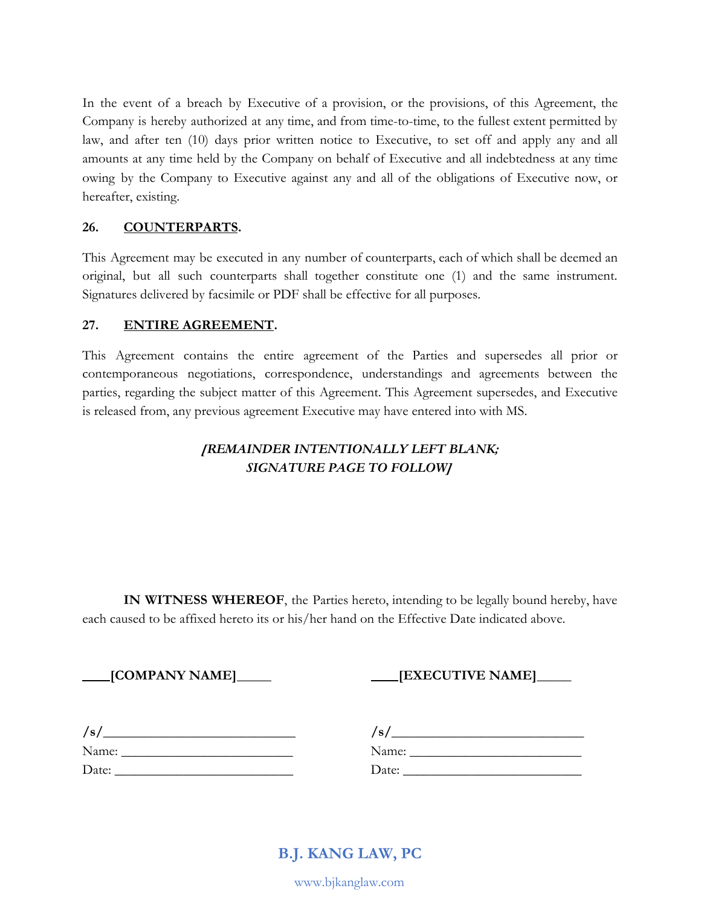In the event of a breach by Executive of a provision, or the provisions, of this Agreement, the Company is hereby authorized at any time, and from time-to-time, to the fullest extent permitted by law, and after ten (10) days prior written notice to Executive, to set off and apply any and all amounts at any time held by the Company on behalf of Executive and all indebtedness at any time owing by the Company to Executive against any and all of the obligations of Executive now, or hereafter, existing.

## 26. COUNTERPARTS.

This Agreement may be executed in any number of counterparts, each of which shall be deemed an original, but all such counterparts shall together constitute one (1) and the same instrument. Signatures delivered by facsimile or PDF shall be effective for all purposes.

## 27. ENTIRE AGREEMENT.

This Agreement contains the entire agreement of the Parties and supersedes all prior or contemporaneous negotiations, correspondence, understandings and agreements between the parties, regarding the subject matter of this Agreement. This Agreement supersedes, and Executive is released from, any previous agreement Executive may have entered into with MS.

***[REMAINDER INTENTIONALLY LEFT BLANK;***
***SIGNATURE PAGE TO FOLLOW]***

**IN WITNESS WHEREOF**, the Parties hereto, intending to be legally bound hereby, have each caused to be affixed hereto its or his/her hand on the Effective Date indicated above.

| **____[COMPANY NAME]_____** | **____[EXECUTIVE NAME]_____** |
|---|---|
| /s/___________________________ | /s/___________________________ |
| Name: _________________________ | Name: _________________________ |
| Date: __________________________ | Date: __________________________ |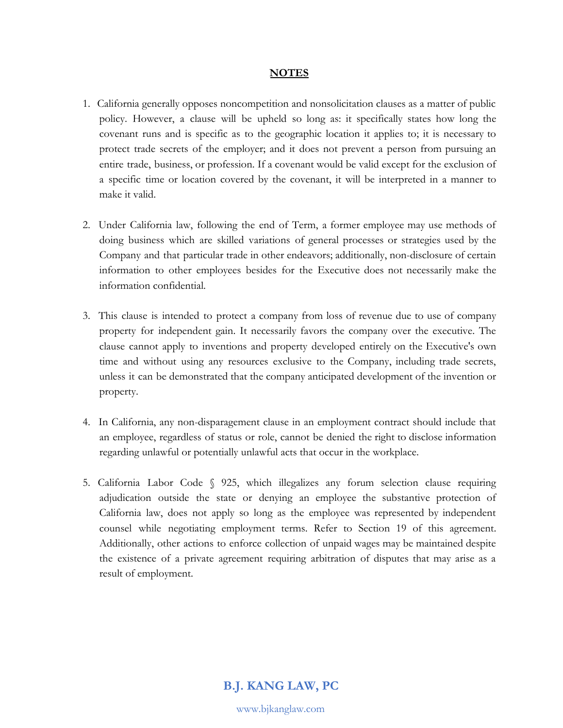## NOTES

1. California generally opposes noncompetition and nonsolicitation clauses as a matter of public policy. However, a clause will be upheld so long as: it specifically states how long the covenant runs and is specific as to the geographic location it applies to; it is necessary to protect trade secrets of the employer; and it does not prevent a person from pursuing an entire trade, business, or profession. If a covenant would be valid except for the exclusion of a specific time or location covered by the covenant, it will be interpreted in a manner to make it valid.

2. Under California law, following the end of Term, a former employee may use methods of doing business which are skilled variations of general processes or strategies used by the Company and that particular trade in other endeavors; additionally, non-disclosure of certain information to other employees besides for the Executive does not necessarily make the information confidential.

3. This clause is intended to protect a company from loss of revenue due to use of company property for independent gain. It necessarily favors the company over the executive. The clause cannot apply to inventions and property developed entirely on the Executive's own time and without using any resources exclusive to the Company, including trade secrets, unless it can be demonstrated that the company anticipated development of the invention or property.

4. In California, any non-disparagement clause in an employment contract should include that an employee, regardless of status or role, cannot be denied the right to disclose information regarding unlawful or potentially unlawful acts that occur in the workplace.

5. California Labor Code § 925, which illegalizes any forum selection clause requiring adjudication outside the state or denying an employee the substantive protection of California law, does not apply so long as the employee was represented by independent counsel while negotiating employment terms. Refer to Section 19 of this agreement. Additionally, other actions to enforce collection of unpaid wages may be maintained despite the existence of a private agreement requiring arbitration of disputes that may arise as a result of employment.